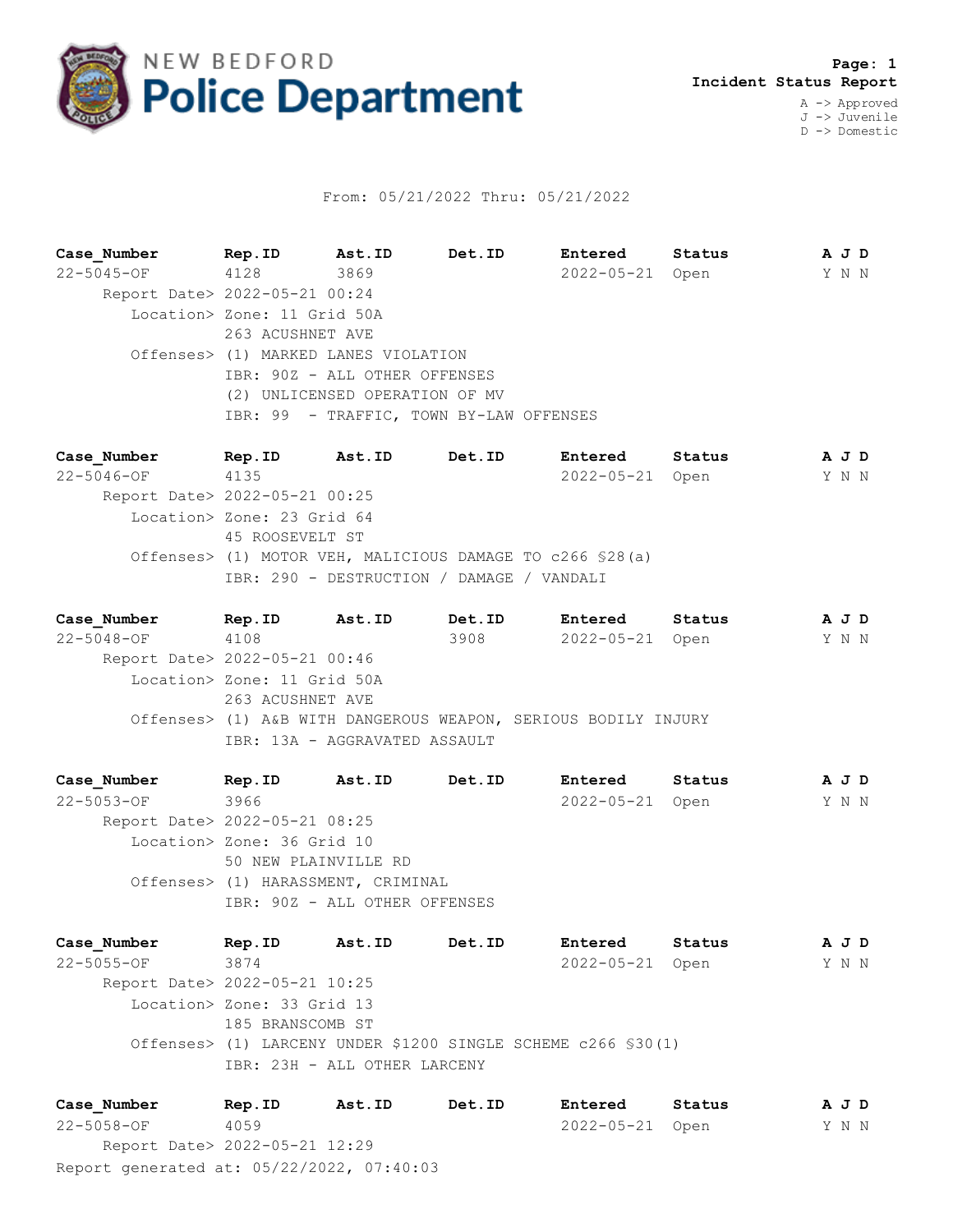NEW BEDFORD **Police Department**

**Page: 1**
**Incident Status Report**

A -> Approved
J -> Juvenile
D -> Domestic

From: 05/21/2022 Thru: 05/21/2022

| Case_Number | Rep.ID | Ast.ID | Det.ID | Entered | Status | A J D |
|---|---|---|---|---|---|---|
| 22-5045-OF | 4128 | 3869 | | 2022-05-21 | Open | Y N N |

Report Date> 2022-05-21 00:24
Location> Zone: 11 Grid 50A
263 ACUSHNET AVE
Offenses> (1) MARKED LANES VIOLATION
IBR: 90Z - ALL OTHER OFFENSES
(2) UNLICENSED OPERATION OF MV
IBR: 99 - TRAFFIC, TOWN BY-LAW OFFENSES

| Case_Number | Rep.ID | Ast.ID | Det.ID | Entered | Status | A J D |
|---|---|---|---|---|---|---|
| 22-5046-OF | 4135 | | | 2022-05-21 | Open | Y N N |

Report Date> 2022-05-21 00:25
Location> Zone: 23 Grid 64
45 ROOSEVELT ST
Offenses> (1) MOTOR VEH, MALICIOUS DAMAGE TO c266 §28(a)
IBR: 290 - DESTRUCTION / DAMAGE / VANDALI

| Case_Number | Rep.ID | Ast.ID | Det.ID | Entered | Status | A J D |
|---|---|---|---|---|---|---|
| 22-5048-OF | 4108 | | 3908 | 2022-05-21 | Open | Y N N |

Report Date> 2022-05-21 00:46
Location> Zone: 11 Grid 50A
263 ACUSHNET AVE
Offenses> (1) A&B WITH DANGEROUS WEAPON, SERIOUS BODILY INJURY
IBR: 13A - AGGRAVATED ASSAULT

| Case_Number | Rep.ID | Ast.ID | Det.ID | Entered | Status | A J D |
|---|---|---|---|---|---|---|
| 22-5053-OF | 3966 | | | 2022-05-21 | Open | Y N N |

Report Date> 2022-05-21 08:25
Location> Zone: 36 Grid 10
50 NEW PLAINVILLE RD
Offenses> (1) HARASSMENT, CRIMINAL
IBR: 90Z - ALL OTHER OFFENSES

| Case_Number | Rep.ID | Ast.ID | Det.ID | Entered | Status | A J D |
|---|---|---|---|---|---|---|
| 22-5055-OF | 3874 | | | 2022-05-21 | Open | Y N N |

Report Date> 2022-05-21 10:25
Location> Zone: 33 Grid 13
185 BRANSCOMB ST
Offenses> (1) LARCENY UNDER $1200 SINGLE SCHEME c266 §30(1)
IBR: 23H - ALL OTHER LARCENY

| Case_Number | Rep.ID | Ast.ID | Det.ID | Entered | Status | A J D |
|---|---|---|---|---|---|---|
| 22-5058-OF | 4059 | | | 2022-05-21 | Open | Y N N |

Report Date> 2022-05-21 12:29

Report generated at: 05/22/2022, 07:40:03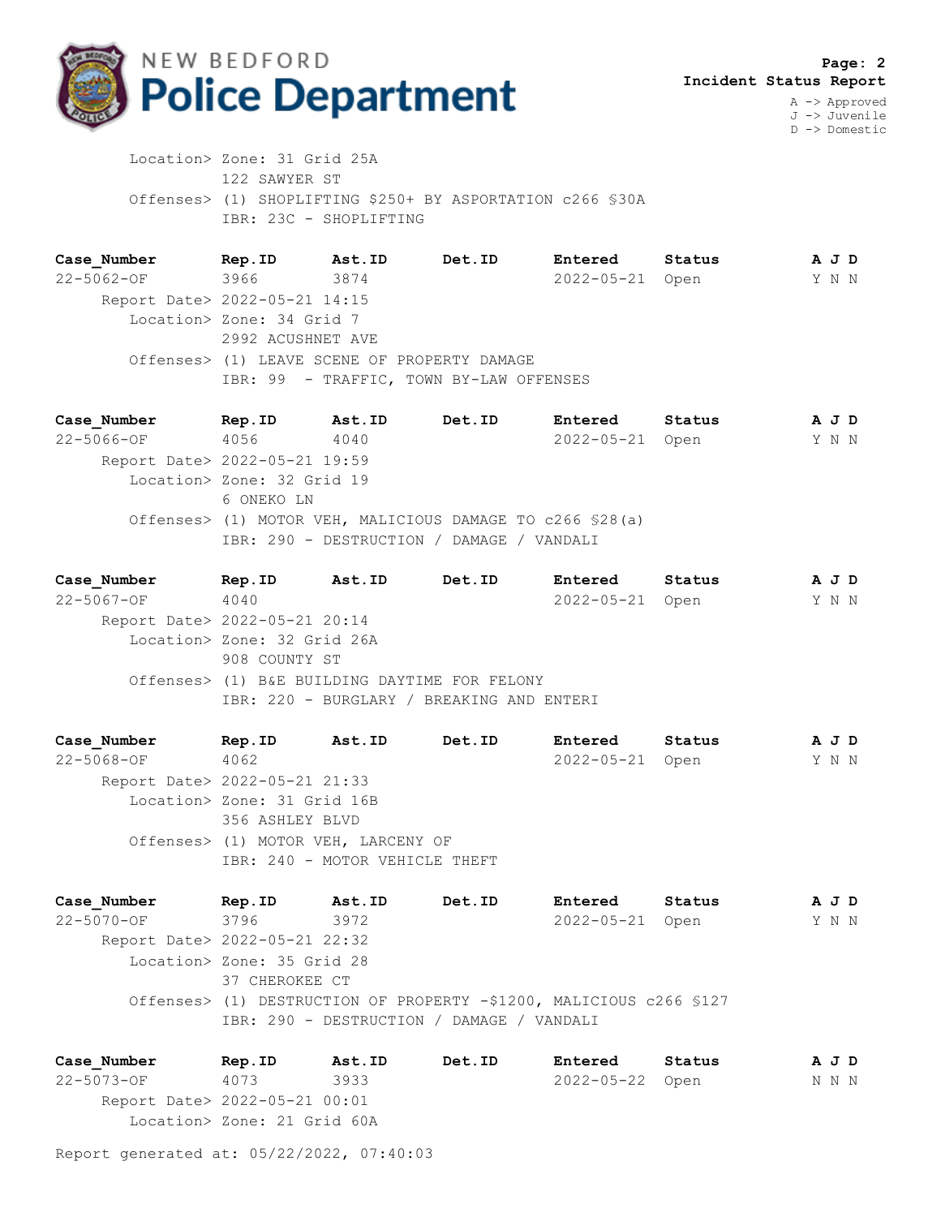NEW BEDFORD Police Department

**Page: 2**
**Incident Status Report**

A -> Approved
J -> Juvenile
D -> Domestic

Location> Zone: 31 Grid 25A
122 SAWYER ST
Offenses> (1) SHOPLIFTING $250+ BY ASPORTATION c266 §30A
IBR: 23C - SHOPLIFTING

| **Case_Number** | **Rep.ID** | **Ast.ID** | **Det.ID** | **Entered** | **Status** | **A J D** |
|---|---|---|---|---|---|---|
| 22-5062-OF | 3966 | 3874 | | 2022-05-21 | Open | Y N N |

Report Date> 2022-05-21 14:15
Location> Zone: 34 Grid 7
2992 ACUSHNET AVE
Offenses> (1) LEAVE SCENE OF PROPERTY DAMAGE
IBR: 99 - TRAFFIC, TOWN BY-LAW OFFENSES

| **Case_Number** | **Rep.ID** | **Ast.ID** | **Det.ID** | **Entered** | **Status** | **A J D** |
|---|---|---|---|---|---|---|
| 22-5066-OF | 4056 | 4040 | | 2022-05-21 | Open | Y N N |

Report Date> 2022-05-21 19:59
Location> Zone: 32 Grid 19
6 ONEKO LN
Offenses> (1) MOTOR VEH, MALICIOUS DAMAGE TO c266 §28(a)
IBR: 290 - DESTRUCTION / DAMAGE / VANDALI

| **Case_Number** | **Rep.ID** | **Ast.ID** | **Det.ID** | **Entered** | **Status** | **A J D** |
|---|---|---|---|---|---|---|
| 22-5067-OF | 4040 | | | 2022-05-21 | Open | Y N N |

Report Date> 2022-05-21 20:14
Location> Zone: 32 Grid 26A
908 COUNTY ST
Offenses> (1) B&E BUILDING DAYTIME FOR FELONY
IBR: 220 - BURGLARY / BREAKING AND ENTERI

| **Case_Number** | **Rep.ID** | **Ast.ID** | **Det.ID** | **Entered** | **Status** | **A J D** |
|---|---|---|---|---|---|---|
| 22-5068-OF | 4062 | | | 2022-05-21 | Open | Y N N |

Report Date> 2022-05-21 21:33
Location> Zone: 31 Grid 16B
356 ASHLEY BLVD
Offenses> (1) MOTOR VEH, LARCENY OF
IBR: 240 - MOTOR VEHICLE THEFT

| **Case_Number** | **Rep.ID** | **Ast.ID** | **Det.ID** | **Entered** | **Status** | **A J D** |
|---|---|---|---|---|---|---|
| 22-5070-OF | 3796 | 3972 | | 2022-05-21 | Open | Y N N |

Report Date> 2022-05-21 22:32
Location> Zone: 35 Grid 28
37 CHEROKEE CT
Offenses> (1) DESTRUCTION OF PROPERTY -$1200, MALICIOUS c266 §127
IBR: 290 - DESTRUCTION / DAMAGE / VANDALI

| **Case_Number** | **Rep.ID** | **Ast.ID** | **Det.ID** | **Entered** | **Status** | **A J D** |
|---|---|---|---|---|---|---|
| 22-5073-OF | 4073 | 3933 | | 2022-05-22 | Open | N N N |

Report Date> 2022-05-21 00:01
Location> Zone: 21 Grid 60A

Report generated at: 05/22/2022, 07:40:03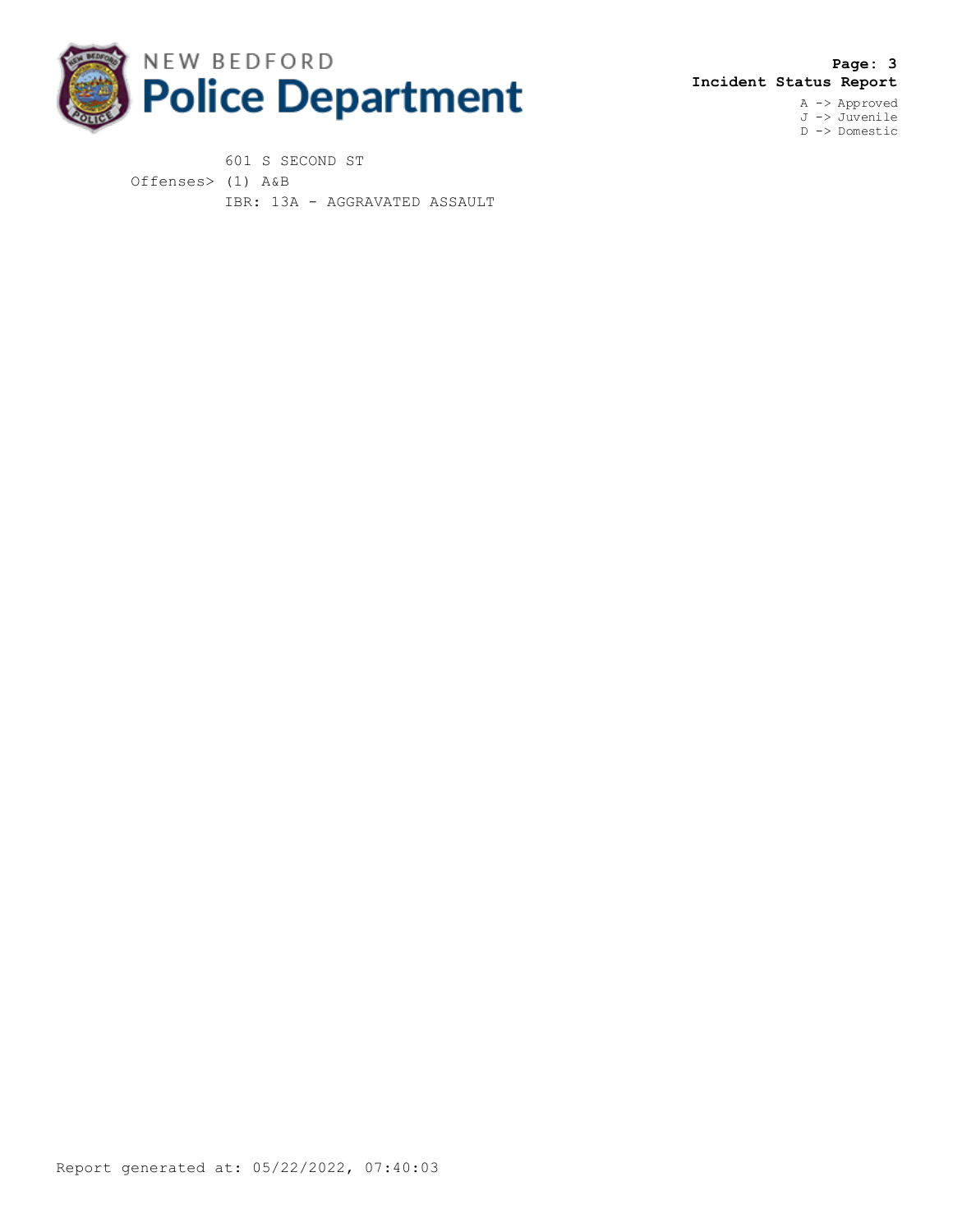601 S SECOND ST

Offenses> (1) A&B

IBR: 13A - AGGRAVATED ASSAULT